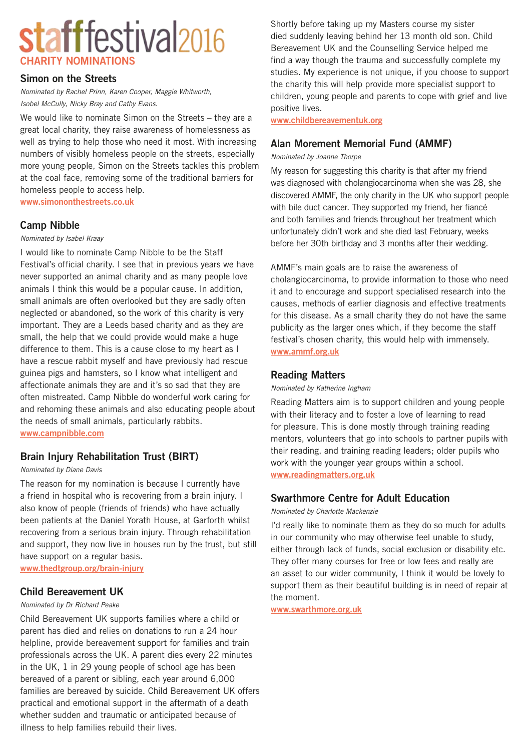# staff festival 2016

## CHARITY NOMINATIONS

### Simon on the Streets

*Nominated by Rachel Prinn, Karen Cooper, Maggie Whitworth, Isobel McCully, Nicky Bray and Cathy Evans.*

We would like to nominate Simon on the Streets – they are a great local charity, they raise awareness of homelessness as well as trying to help those who need it most. With increasing numbers of visibly homeless people on the streets, especially more young people, Simon on the Streets tackles this problem at the coal face, removing some of the traditional barriers for homeless people to access help.

www.simononthestreets.co.uk

### Camp Nibble

*Nominated by Isabel Kraay*

I would like to nominate Camp Nibble to be the Staff Festival's official charity. I see that in previous years we have never supported an animal charity and as many people love animals I think this would be a popular cause. In addition, small animals are often overlooked but they are sadly often neglected or abandoned, so the work of this charity is very important. They are a Leeds based charity and as they are small, the help that we could provide would make a huge difference to them. This is a cause close to my heart as I have a rescue rabbit myself and have previously had rescue guinea pigs and hamsters, so I know what intelligent and affectionate animals they are and it's so sad that they are often mistreated. Camp Nibble do wonderful work caring for and rehoming these animals and also educating people about the needs of small animals, particularly rabbits.

www.campnibble.com

### Brain Injury Rehabilitation Trust (BIRT)

*Nominated by Diane Davis*

The reason for my nomination is because I currently have a friend in hospital who is recovering from a brain injury. I also know of people (friends of friends) who have actually been patients at the Daniel Yorath House, at Garforth whilst recovering from a serious brain injury. Through rehabilitation and support, they now live in houses run by the trust, but still have support on a regular basis.

www.thedtgroup.org/brain-injury

### Child Bereavement UK

*Nominated by Dr Richard Peake*

Child Bereavement UK supports families where a child or parent has died and relies on donations to run a 24 hour helpline, provide bereavement support for families and train professionals across the UK. A parent dies every 22 minutes in the UK, 1 in 29 young people of school age has been bereaved of a parent or sibling, each year around 6,000 families are bereaved by suicide. Child Bereavement UK offers practical and emotional support in the aftermath of a death whether sudden and traumatic or anticipated because of illness to help families rebuild their lives.

Shortly before taking up my Masters course my sister died suddenly leaving behind her 13 month old son. Child Bereavement UK and the Counselling Service helped me find a way though the trauma and successfully complete my studies. My experience is not unique, if you choose to support the charity this will help provide more specialist support to children, young people and parents to cope with grief and live positive lives.

www.childbereavementuk.org

### Alan Morement Memorial Fund (AMMF)

*Nominated by Joanne Thorpe*

My reason for suggesting this charity is that after my friend was diagnosed with cholangiocarcinoma when she was 28, she discovered AMMF, the only charity in the UK who support people with bile duct cancer. They supported my friend, her fiancé and both families and friends throughout her treatment which unfortunately didn't work and she died last February, weeks before her 30th birthday and 3 months after their wedding.

AMMF's main goals are to raise the awareness of cholangiocarcinoma, to provide information to those who need it and to encourage and support specialised research into the causes, methods of earlier diagnosis and effective treatments for this disease. As a small charity they do not have the same publicity as the larger ones which, if they become the staff festival's chosen charity, this would help with immensely.

www.ammf.org.uk

### Reading Matters

*Nominated by Katherine Ingham*

Reading Matters aim is to support children and young people with their literacy and to foster a love of learning to read for pleasure. This is done mostly through training reading mentors, volunteers that go into schools to partner pupils with their reading, and training reading leaders; older pupils who work with the younger year groups within a school.

www.readingmatters.org.uk

### Swarthmore Centre for Adult Education

*Nominated by Charlotte Mackenzie*

I'd really like to nominate them as they do so much for adults in our community who may otherwise feel unable to study, either through lack of funds, social exclusion or disability etc. They offer many courses for free or low fees and really are an asset to our wider community, I think it would be lovely to support them as their beautiful building is in need of repair at the moment.

www.swarthmore.org.uk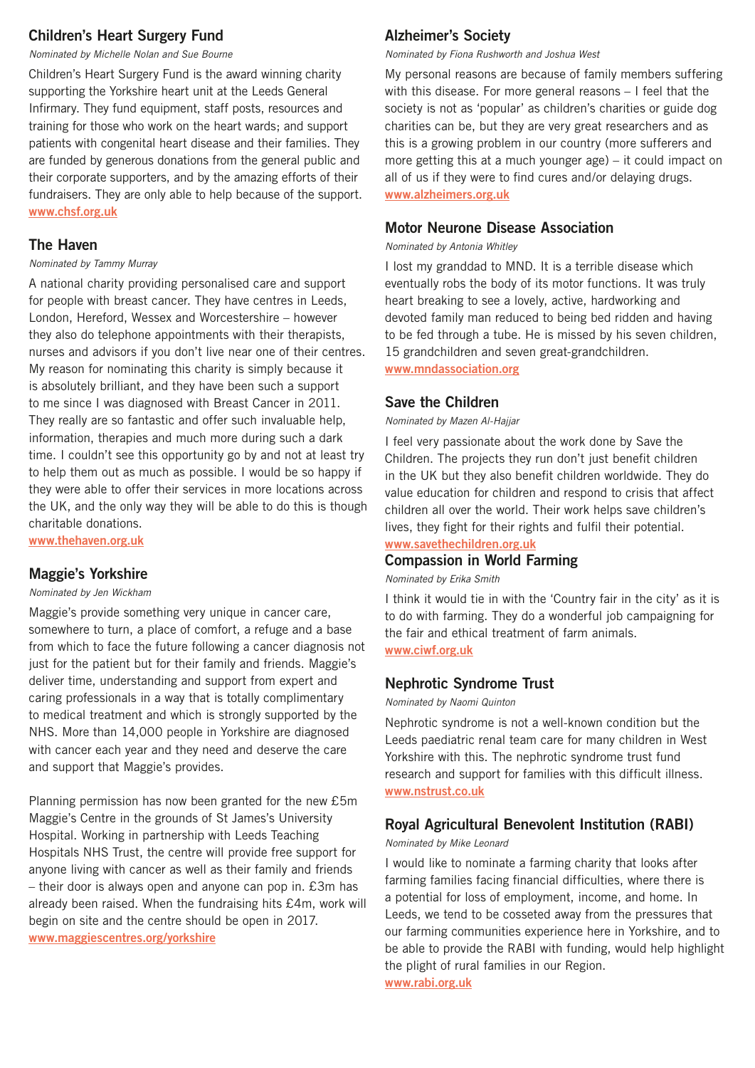## Children's Heart Surgery Fund

*Nominated by Michelle Nolan and Sue Bourne*

Children's Heart Surgery Fund is the award winning charity supporting the Yorkshire heart unit at the Leeds General Infirmary. They fund equipment, staff posts, resources and training for those who work on the heart wards; and support patients with congenital heart disease and their families. They are funded by generous donations from the general public and their corporate supporters, and by the amazing efforts of their fundraisers. They are only able to help because of the support.
www.chsf.org.uk

## The Haven

*Nominated by Tammy Murray*

A national charity providing personalised care and support for people with breast cancer. They have centres in Leeds, London, Hereford, Wessex and Worcestershire – however they also do telephone appointments with their therapists, nurses and advisors if you don't live near one of their centres. My reason for nominating this charity is simply because it is absolutely brilliant, and they have been such a support to me since I was diagnosed with Breast Cancer in 2011. They really are so fantastic and offer such invaluable help, information, therapies and much more during such a dark time. I couldn't see this opportunity go by and not at least try to help them out as much as possible. I would be so happy if they were able to offer their services in more locations across the UK, and the only way they will be able to do this is though charitable donations.
www.thehaven.org.uk

## Maggie's Yorkshire

*Nominated by Jen Wickham*

Maggie's provide something very unique in cancer care, somewhere to turn, a place of comfort, a refuge and a base from which to face the future following a cancer diagnosis not just for the patient but for their family and friends. Maggie's deliver time, understanding and support from expert and caring professionals in a way that is totally complimentary to medical treatment and which is strongly supported by the NHS. More than 14,000 people in Yorkshire are diagnosed with cancer each year and they need and deserve the care and support that Maggie's provides.

Planning permission has now been granted for the new £5m Maggie's Centre in the grounds of St James's University Hospital. Working in partnership with Leeds Teaching Hospitals NHS Trust, the centre will provide free support for anyone living with cancer as well as their family and friends – their door is always open and anyone can pop in. £3m has already been raised. When the fundraising hits £4m, work will begin on site and the centre should be open in 2017.
www.maggiescentres.org/yorkshire

## Alzheimer's Society

*Nominated by Fiona Rushworth and Joshua West*

My personal reasons are because of family members suffering with this disease. For more general reasons – I feel that the society is not as 'popular' as children's charities or guide dog charities can be, but they are very great researchers and as this is a growing problem in our country (more sufferers and more getting this at a much younger age) – it could impact on all of us if they were to find cures and/or delaying drugs.
www.alzheimers.org.uk

## Motor Neurone Disease Association

*Nominated by Antonia Whitley*

I lost my granddad to MND. It is a terrible disease which eventually robs the body of its motor functions. It was truly heart breaking to see a lovely, active, hardworking and devoted family man reduced to being bed ridden and having to be fed through a tube. He is missed by his seven children, 15 grandchildren and seven great-grandchildren.
www.mndassociation.org

## Save the Children

*Nominated by Mazen Al-Hajjar*

I feel very passionate about the work done by Save the Children. The projects they run don't just benefit children in the UK but they also benefit children worldwide. They do value education for children and respond to crisis that affect children all over the world. Their work helps save children's lives, they fight for their rights and fulfil their potential.
www.savethechildren.org.uk

## Compassion in World Farming

*Nominated by Erika Smith*

I think it would tie in with the 'Country fair in the city' as it is to do with farming. They do a wonderful job campaigning for the fair and ethical treatment of farm animals.
www.ciwf.org.uk

## Nephrotic Syndrome Trust

*Nominated by Naomi Quinton*

Nephrotic syndrome is not a well-known condition but the Leeds paediatric renal team care for many children in West Yorkshire with this. The nephrotic syndrome trust fund research and support for families with this difficult illness.
www.nstrust.co.uk

## Royal Agricultural Benevolent Institution (RABI)

*Nominated by Mike Leonard*

I would like to nominate a farming charity that looks after farming families facing financial difficulties, where there is a potential for loss of employment, income, and home. In Leeds, we tend to be cosseted away from the pressures that our farming communities experience here in Yorkshire, and to be able to provide the RABI with funding, would help highlight the plight of rural families in our Region.
www.rabi.org.uk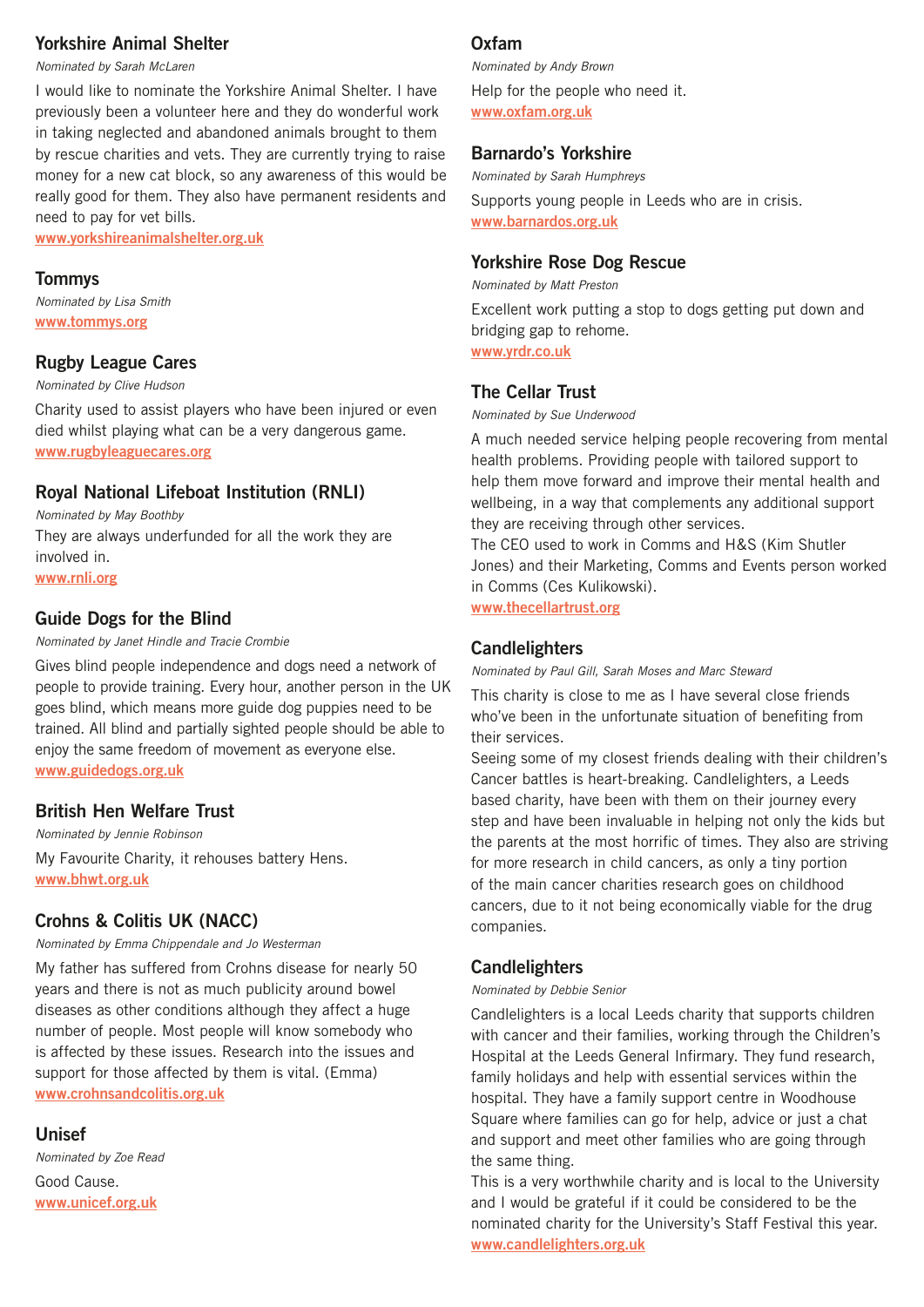## Yorkshire Animal Shelter

*Nominated by Sarah McLaren*

I would like to nominate the Yorkshire Animal Shelter. I have previously been a volunteer here and they do wonderful work in taking neglected and abandoned animals brought to them by rescue charities and vets. They are currently trying to raise money for a new cat block, so any awareness of this would be really good for them. They also have permanent residents and need to pay for vet bills.

www.yorkshireanimalshelter.org.uk

## Tommys

*Nominated by Lisa Smith*

www.tommys.org

## Rugby League Cares

*Nominated by Clive Hudson*

Charity used to assist players who have been injured or even died whilst playing what can be a very dangerous game.

www.rugbyleaguecares.org

## Royal National Lifeboat Institution (RNLI)

*Nominated by May Boothby*

They are always underfunded for all the work they are involved in.

www.rnli.org

## Guide Dogs for the Blind

*Nominated by Janet Hindle and Tracie Crombie*

Gives blind people independence and dogs need a network of people to provide training. Every hour, another person in the UK goes blind, which means more guide dog puppies need to be trained. All blind and partially sighted people should be able to enjoy the same freedom of movement as everyone else.

www.guidedogs.org.uk

## British Hen Welfare Trust

*Nominated by Jennie Robinson*

My Favourite Charity, it rehouses battery Hens.

www.bhwt.org.uk

## Crohns & Colitis UK (NACC)

*Nominated by Emma Chippendale and Jo Westerman*

My father has suffered from Crohns disease for nearly 50 years and there is not as much publicity around bowel diseases as other conditions although they affect a huge number of people. Most people will know somebody who is affected by these issues. Research into the issues and support for those affected by them is vital. (Emma)

www.crohnsandcolitis.org.uk

## Unisef

*Nominated by Zoe Read*

Good Cause.

www.unicef.org.uk

## Oxfam

*Nominated by Andy Brown*

Help for the people who need it.

www.oxfam.org.uk

## Barnardo's Yorkshire

*Nominated by Sarah Humphreys*

Supports young people in Leeds who are in crisis.

www.barnardos.org.uk

## Yorkshire Rose Dog Rescue

*Nominated by Matt Preston*

Excellent work putting a stop to dogs getting put down and bridging gap to rehome.

www.yrdr.co.uk

## The Cellar Trust

*Nominated by Sue Underwood*

A much needed service helping people recovering from mental health problems. Providing people with tailored support to help them move forward and improve their mental health and wellbeing, in a way that complements any additional support they are receiving through other services.

The CEO used to work in Comms and H&S (Kim Shutler Jones) and their Marketing, Comms and Events person worked in Comms (Ces Kulikowski).

www.thecellartrust.org

## Candlelighters

*Nominated by Paul Gill, Sarah Moses and Marc Steward*

This charity is close to me as I have several close friends who've been in the unfortunate situation of benefiting from their services.

Seeing some of my closest friends dealing with their children's Cancer battles is heart-breaking. Candlelighters, a Leeds based charity, have been with them on their journey every step and have been invaluable in helping not only the kids but the parents at the most horrific of times. They also are striving for more research in child cancers, as only a tiny portion of the main cancer charities research goes on childhood cancers, due to it not being economically viable for the drug companies.

## Candlelighters

*Nominated by Debbie Senior*

Candlelighters is a local Leeds charity that supports children with cancer and their families, working through the Children's Hospital at the Leeds General Infirmary. They fund research, family holidays and help with essential services within the hospital. They have a family support centre in Woodhouse Square where families can go for help, advice or just a chat and support and meet other families who are going through the same thing.

This is a very worthwhile charity and is local to the University and I would be grateful if it could be considered to be the nominated charity for the University's Staff Festival this year.

www.candlelighters.org.uk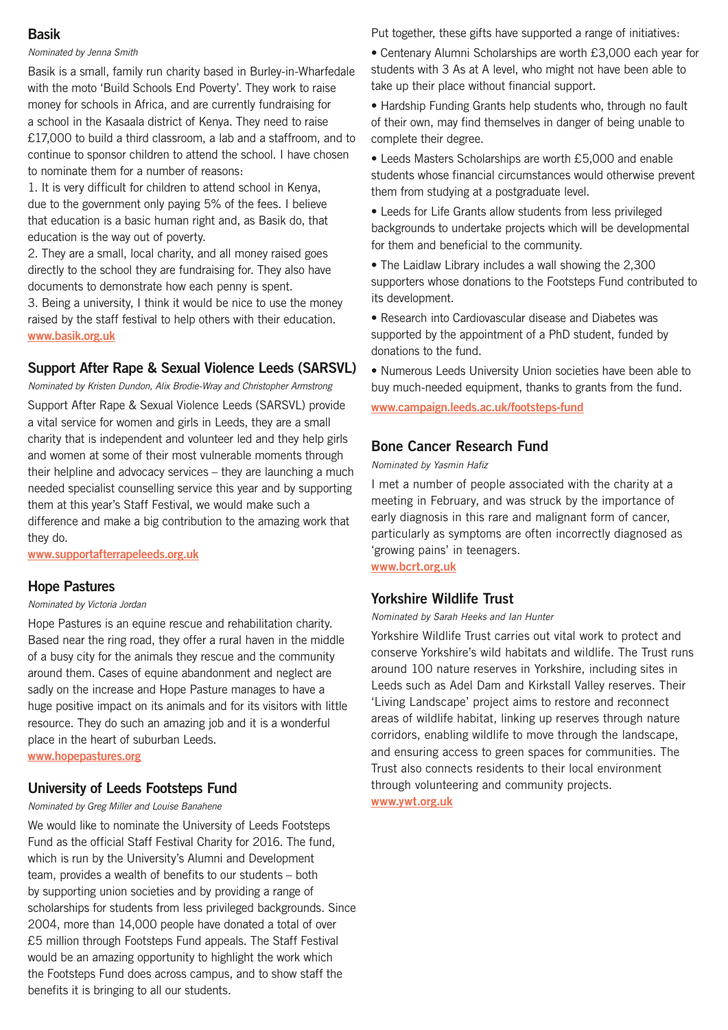## Basik

*Nominated by Jenna Smith*

Basik is a small, family run charity based in Burley-in-Wharfedale with the moto 'Build Schools End Poverty'. They work to raise money for schools in Africa, and are currently fundraising for a school in the Kasaala district of Kenya. They need to raise £17,000 to build a third classroom, a lab and a staffroom, and to continue to sponsor children to attend the school. I have chosen to nominate them for a number of reasons:

1. It is very difficult for children to attend school in Kenya, due to the government only paying 5% of the fees. I believe that education is a basic human right and, as Basik do, that education is the way out of poverty.
2. They are a small, local charity, and all money raised goes directly to the school they are fundraising for. They also have documents to demonstrate how each penny is spent.
3. Being a university, I think it would be nice to use the money raised by the staff festival to help others with their education.

www.basik.org.uk

## Support After Rape & Sexual Violence Leeds (SARSVL)

*Nominated by Kristen Dundon, Alix Brodie-Wray and Christopher Armstrong*

Support After Rape & Sexual Violence Leeds (SARSVL) provide a vital service for women and girls in Leeds, they are a small charity that is independent and volunteer led and they help girls and women at some of their most vulnerable moments through their helpline and advocacy services – they are launching a much needed specialist counselling service this year and by supporting them at this year's Staff Festival, we would make such a difference and make a big contribution to the amazing work that they do.

www.supportafterrapeleeds.org.uk

## Hope Pastures

*Nominated by Victoria Jordan*

Hope Pastures is an equine rescue and rehabilitation charity. Based near the ring road, they offer a rural haven in the middle of a busy city for the animals they rescue and the community around them. Cases of equine abandonment and neglect are sadly on the increase and Hope Pasture manages to have a huge positive impact on its animals and for its visitors with little resource. They do such an amazing job and it is a wonderful place in the heart of suburban Leeds.

www.hopepastures.org

## University of Leeds Footsteps Fund

*Nominated by Greg Miller and Louise Banahene*

We would like to nominate the University of Leeds Footsteps Fund as the official Staff Festival Charity for 2016. The fund, which is run by the University's Alumni and Development team, provides a wealth of benefits to our students – both by supporting union societies and by providing a range of scholarships for students from less privileged backgrounds. Since 2004, more than 14,000 people have donated a total of over £5 million through Footsteps Fund appeals. The Staff Festival would be an amazing opportunity to highlight the work which the Footsteps Fund does across campus, and to show staff the benefits it is bringing to all our students.

Put together, these gifts have supported a range of initiatives:

- Centenary Alumni Scholarships are worth £3,000 each year for students with 3 As at A level, who might not have been able to take up their place without financial support.
- Hardship Funding Grants help students who, through no fault of their own, may find themselves in danger of being unable to complete their degree.
- Leeds Masters Scholarships are worth £5,000 and enable students whose financial circumstances would otherwise prevent them from studying at a postgraduate level.
- Leeds for Life Grants allow students from less privileged backgrounds to undertake projects which will be developmental for them and beneficial to the community.
- The Laidlaw Library includes a wall showing the 2,300 supporters whose donations to the Footsteps Fund contributed to its development.
- Research into Cardiovascular disease and Diabetes was supported by the appointment of a PhD student, funded by donations to the fund.
- Numerous Leeds University Union societies have been able to buy much-needed equipment, thanks to grants from the fund.

www.campaign.leeds.ac.uk/footsteps-fund

## Bone Cancer Research Fund

*Nominated by Yasmin Hafiz*

I met a number of people associated with the charity at a meeting in February, and was struck by the importance of early diagnosis in this rare and malignant form of cancer, particularly as symptoms are often incorrectly diagnosed as 'growing pains' in teenagers.

www.bcrt.org.uk

## Yorkshire Wildlife Trust

*Nominated by Sarah Heeks and Ian Hunter*

Yorkshire Wildlife Trust carries out vital work to protect and conserve Yorkshire's wild habitats and wildlife. The Trust runs around 100 nature reserves in Yorkshire, including sites in Leeds such as Adel Dam and Kirkstall Valley reserves. Their 'Living Landscape' project aims to restore and reconnect areas of wildlife habitat, linking up reserves through nature corridors, enabling wildlife to move through the landscape, and ensuring access to green spaces for communities. The Trust also connects residents to their local environment through volunteering and community projects.

www.ywt.org.uk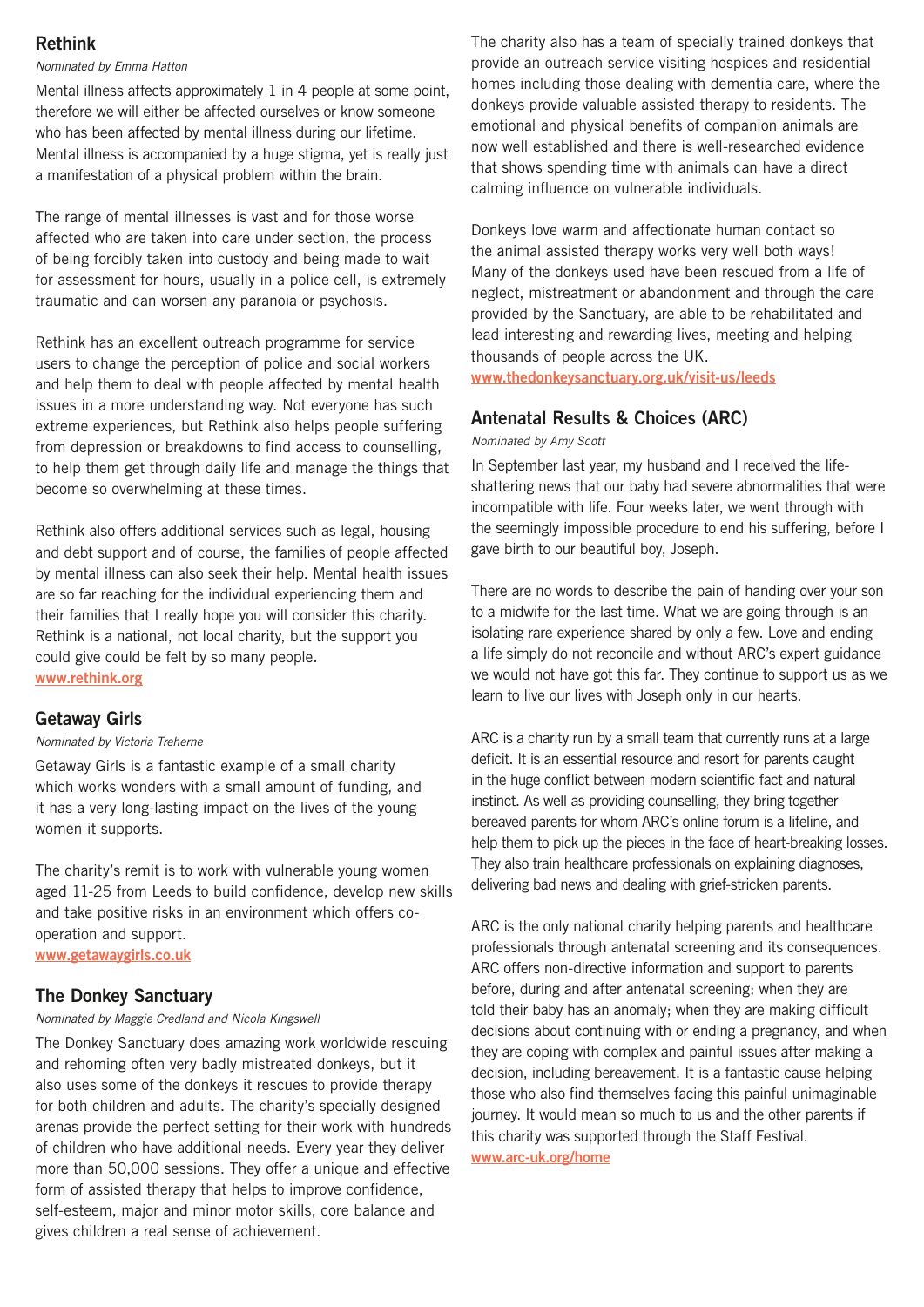## Rethink

*Nominated by Emma Hatton*

Mental illness affects approximately 1 in 4 people at some point, therefore we will either be affected ourselves or know someone who has been affected by mental illness during our lifetime. Mental illness is accompanied by a huge stigma, yet is really just a manifestation of a physical problem within the brain.

The range of mental illnesses is vast and for those worse affected who are taken into care under section, the process of being forcibly taken into custody and being made to wait for assessment for hours, usually in a police cell, is extremely traumatic and can worsen any paranoia or psychosis.

Rethink has an excellent outreach programme for service users to change the perception of police and social workers and help them to deal with people affected by mental health issues in a more understanding way. Not everyone has such extreme experiences, but Rethink also helps people suffering from depression or breakdowns to find access to counselling, to help them get through daily life and manage the things that become so overwhelming at these times.

Rethink also offers additional services such as legal, housing and debt support and of course, the families of people affected by mental illness can also seek their help. Mental health issues are so far reaching for the individual experiencing them and their families that I really hope you will consider this charity. Rethink is a national, not local charity, but the support you could give could be felt by so many people.
www.rethink.org

## Getaway Girls

*Nominated by Victoria Treherne*

Getaway Girls is a fantastic example of a small charity which works wonders with a small amount of funding, and it has a very long-lasting impact on the lives of the young women it supports.

The charity's remit is to work with vulnerable young women aged 11-25 from Leeds to build confidence, develop new skills and take positive risks in an environment which offers co-operation and support.
www.getawaygirls.co.uk

## The Donkey Sanctuary

*Nominated by Maggie Credland and Nicola Kingswell*

The Donkey Sanctuary does amazing work worldwide rescuing and rehoming often very badly mistreated donkeys, but it also uses some of the donkeys it rescues to provide therapy for both children and adults. The charity's specially designed arenas provide the perfect setting for their work with hundreds of children who have additional needs. Every year they deliver more than 50,000 sessions. They offer a unique and effective form of assisted therapy that helps to improve confidence, self-esteem, major and minor motor skills, core balance and gives children a real sense of achievement.

The charity also has a team of specially trained donkeys that provide an outreach service visiting hospices and residential homes including those dealing with dementia care, where the donkeys provide valuable assisted therapy to residents. The emotional and physical benefits of companion animals are now well established and there is well-researched evidence that shows spending time with animals can have a direct calming influence on vulnerable individuals.

Donkeys love warm and affectionate human contact so the animal assisted therapy works very well both ways! Many of the donkeys used have been rescued from a life of neglect, mistreatment or abandonment and through the care provided by the Sanctuary, are able to be rehabilitated and lead interesting and rewarding lives, meeting and helping thousands of people across the UK.
www.thedonkeysanctuary.org.uk/visit-us/leeds

## Antenatal Results & Choices (ARC)

*Nominated by Amy Scott*

In September last year, my husband and I received the life-shattering news that our baby had severe abnormalities that were incompatible with life. Four weeks later, we went through with the seemingly impossible procedure to end his suffering, before I gave birth to our beautiful boy, Joseph.

There are no words to describe the pain of handing over your son to a midwife for the last time. What we are going through is an isolating rare experience shared by only a few. Love and ending a life simply do not reconcile and without ARC's expert guidance we would not have got this far. They continue to support us as we learn to live our lives with Joseph only in our hearts.

ARC is a charity run by a small team that currently runs at a large deficit. It is an essential resource and resort for parents caught in the huge conflict between modern scientific fact and natural instinct. As well as providing counselling, they bring together bereaved parents for whom ARC's online forum is a lifeline, and help them to pick up the pieces in the face of heart-breaking losses. They also train healthcare professionals on explaining diagnoses, delivering bad news and dealing with grief-stricken parents.

ARC is the only national charity helping parents and healthcare professionals through antenatal screening and its consequences. ARC offers non-directive information and support to parents before, during and after antenatal screening; when they are told their baby has an anomaly; when they are making difficult decisions about continuing with or ending a pregnancy, and when they are coping with complex and painful issues after making a decision, including bereavement. It is a fantastic cause helping those who also find themselves facing this painful unimaginable journey. It would mean so much to us and the other parents if this charity was supported through the Staff Festival.
www.arc-uk.org/home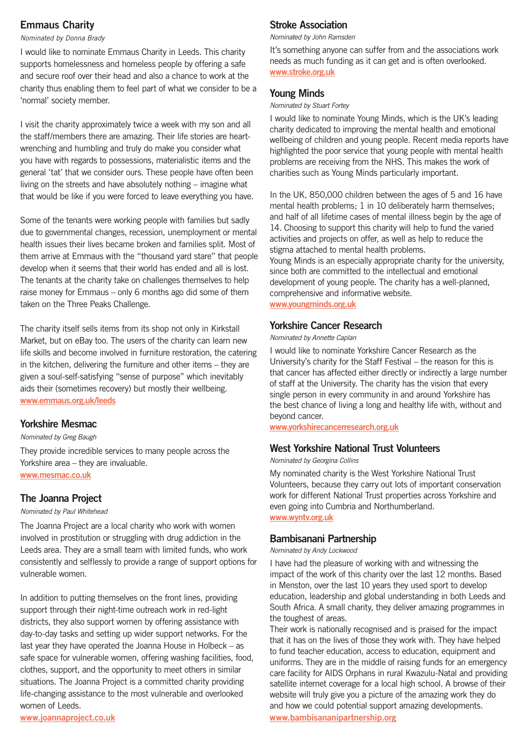## Emmaus Charity

*Nominated by Donna Brady*

I would like to nominate Emmaus Charity in Leeds. This charity supports homelessness and homeless people by offering a safe and secure roof over their head and also a chance to work at the charity thus enabling them to feel part of what we consider to be a 'normal' society member.

I visit the charity approximately twice a week with my son and all the staff/members there are amazing. Their life stories are heart-wrenching and humbling and truly do make you consider what you have with regards to possessions, materialistic items and the general 'tat' that we consider ours. These people have often been living on the streets and have absolutely nothing – imagine what that would be like if you were forced to leave everything you have.

Some of the tenants were working people with families but sadly due to governmental changes, recession, unemployment or mental health issues their lives became broken and families split. Most of them arrive at Emmaus with the "thousand yard stare" that people develop when it seems that their world has ended and all is lost. The tenants at the charity take on challenges themselves to help raise money for Emmaus – only 6 months ago did some of them taken on the Three Peaks Challenge.

The charity itself sells items from its shop not only in Kirkstall Market, but on eBay too. The users of the charity can learn new life skills and become involved in furniture restoration, the catering in the kitchen, delivering the furniture and other items – they are given a soul-self-satisfying "sense of purpose" which inevitably aids their (sometimes recovery) but mostly their wellbeing.

www.emmaus.org.uk/leeds

## Yorkshire Mesmac

*Nominated by Greg Baugh*

They provide incredible services to many people across the Yorkshire area – they are invaluable.

www.mesmac.co.uk

## The Joanna Project

*Nominated by Paul Whitehead*

The Joanna Project are a local charity who work with women involved in prostitution or struggling with drug addiction in the Leeds area. They are a small team with limited funds, who work consistently and selflessly to provide a range of support options for vulnerable women.

In addition to putting themselves on the front lines, providing support through their night-time outreach work in red-light districts, they also support women by offering assistance with day-to-day tasks and setting up wider support networks. For the last year they have operated the Joanna House in Holbeck – as safe space for vulnerable women, offering washing facilities, food, clothes, support, and the opportunity to meet others in similar situations. The Joanna Project is a committed charity providing life-changing assistance to the most vulnerable and overlooked women of Leeds.

www.joannaproject.co.uk

## Stroke Association

*Nominated by John Ramsden*

It's something anyone can suffer from and the associations work needs as much funding as it can get and is often overlooked.

www.stroke.org.uk

## Young Minds

*Nominated by Stuart Fortey*

I would like to nominate Young Minds, which is the UK's leading charity dedicated to improving the mental health and emotional wellbeing of children and young people. Recent media reports have highlighted the poor service that young people with mental health problems are receiving from the NHS. This makes the work of charities such as Young Minds particularly important.

In the UK, 850,000 children between the ages of 5 and 16 have mental health problems; 1 in 10 deliberately harm themselves; and half of all lifetime cases of mental illness begin by the age of 14. Choosing to support this charity will help to fund the varied activities and projects on offer, as well as help to reduce the stigma attached to mental health problems.

Young Minds is an especially appropriate charity for the university, since both are committed to the intellectual and emotional development of young people. The charity has a well-planned, comprehensive and informative website.

www.youngminds.org.uk

## Yorkshire Cancer Research

*Nominated by Annette Caplan*

I would like to nominate Yorkshire Cancer Research as the University's charity for the Staff Festival – the reason for this is that cancer has affected either directly or indirectly a large number of staff at the University. The charity has the vision that every single person in every community in and around Yorkshire has the best chance of living a long and healthy life with, without and beyond cancer.

www.yorkshirecancerresearch.org.uk

## West Yorkshire National Trust Volunteers

*Nominated by Georgina Collins*

My nominated charity is the West Yorkshire National Trust Volunteers, because they carry out lots of important conservation work for different National Trust properties across Yorkshire and even going into Cumbria and Northumberland.

www.wyntv.org.uk

## Bambisanani Partnership

*Nominated by Andy Lockwood*

I have had the pleasure of working with and witnessing the impact of the work of this charity over the last 12 months. Based in Menston, over the last 10 years they used sport to develop education, leadership and global understanding in both Leeds and South Africa. A small charity, they deliver amazing programmes in the toughest of areas.

Their work is nationally recognised and is praised for the impact that it has on the lives of those they work with. They have helped to fund teacher education, access to education, equipment and uniforms. They are in the middle of raising funds for an emergency care facility for AIDS Orphans in rural Kwazulu-Natal and providing satellite internet coverage for a local high school. A browse of their website will truly give you a picture of the amazing work they do and how we could potential support amazing developments.

www.bambisananipartnership.org